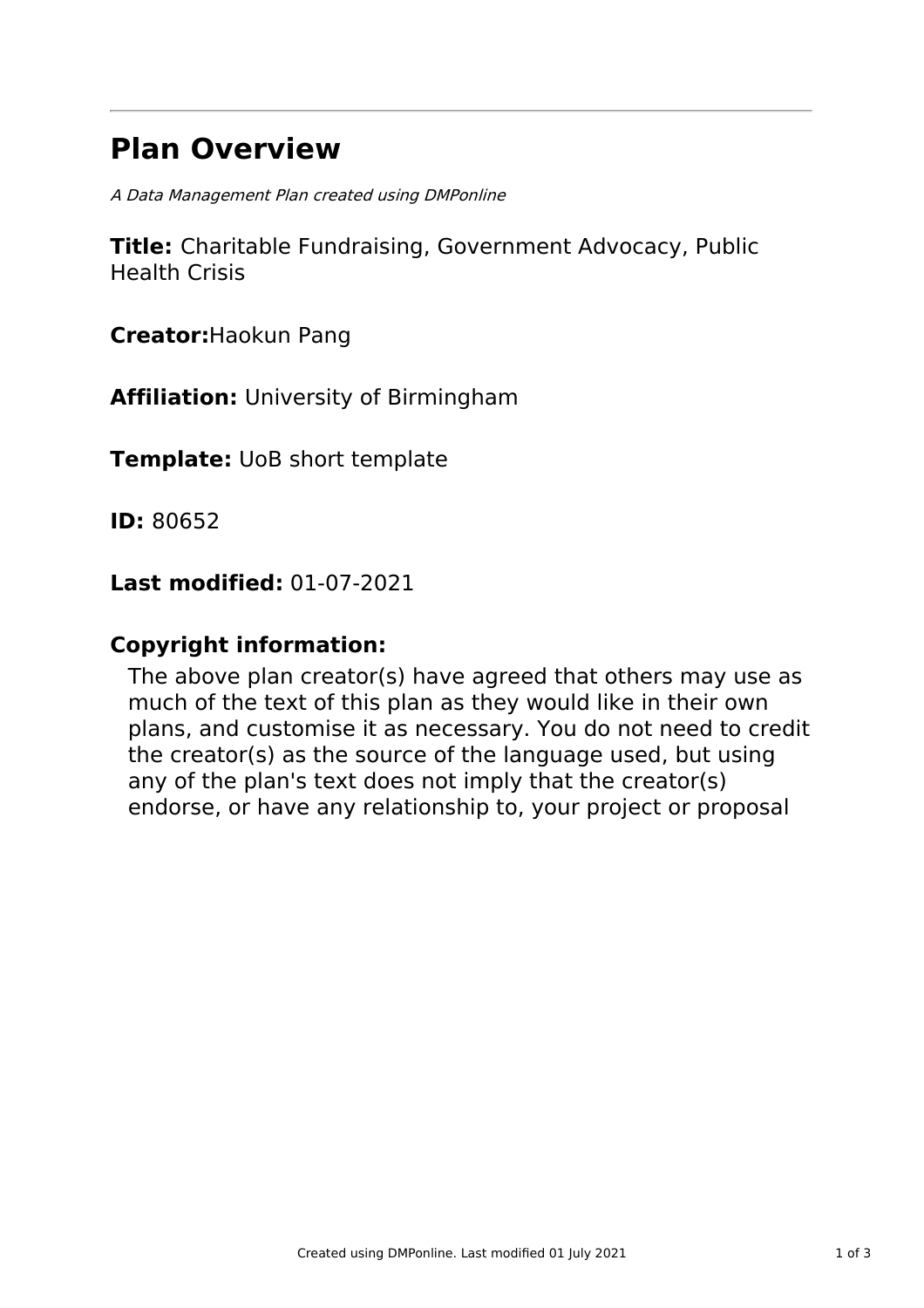# Plan Overview

*A Data Management Plan created using DMPonline*

**Title:** Charitable Fundraising, Government Advocacy, Public Health Crisis

**Creator:**Haokun Pang

**Affiliation:** University of Birmingham

**Template:** UoB short template

**ID:** 80652

**Last modified:** 01-07-2021

## Copyright information:

The above plan creator(s) have agreed that others may use as much of the text of this plan as they would like in their own plans, and customise it as necessary. You do not need to credit the creator(s) as the source of the language used, but using any of the plan's text does not imply that the creator(s) endorse, or have any relationship to, your project or proposal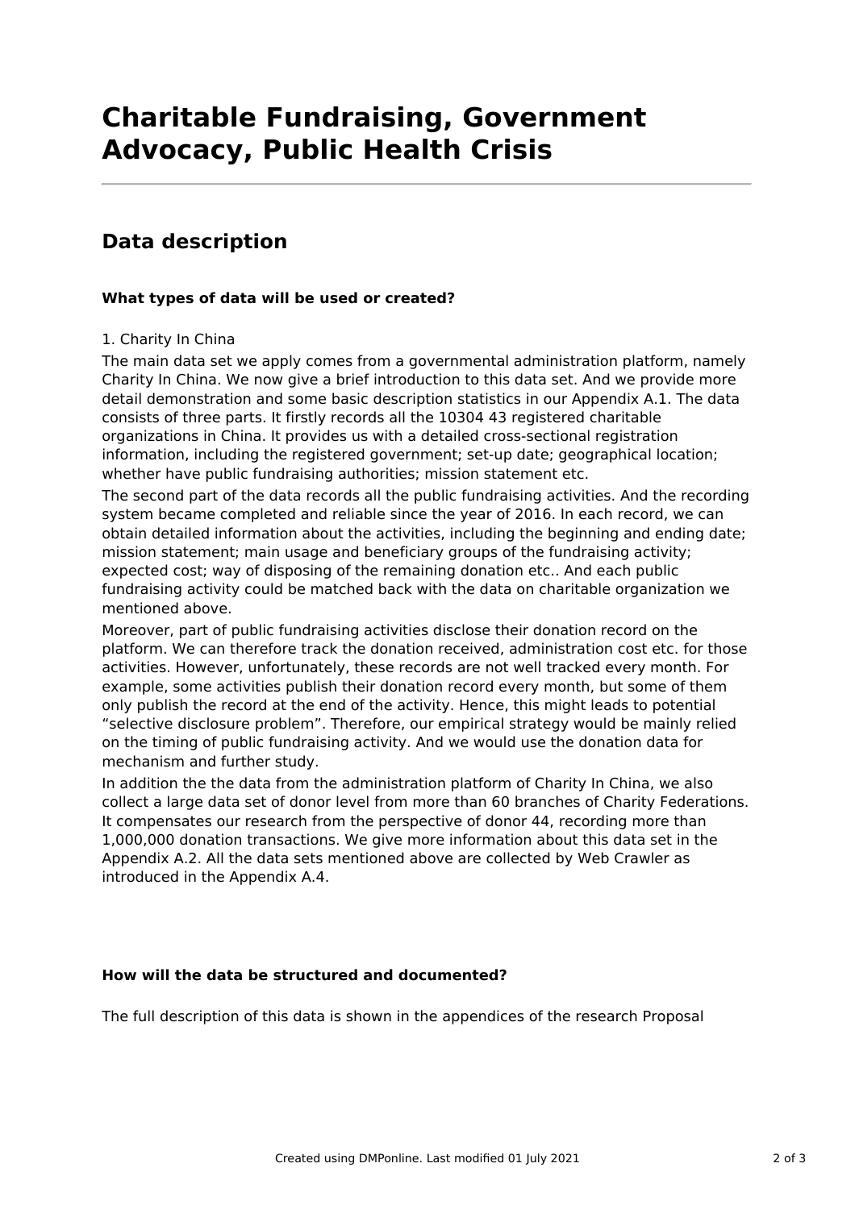# Charitable Fundraising, Government Advocacy, Public Health Crisis

## Data description

**What types of data will be used or created?**

1. Charity In China

The main data set we apply comes from a governmental administration platform, namely Charity In China. We now give a brief introduction to this data set. And we provide more detail demonstration and some basic description statistics in our Appendix A.1. The data consists of three parts. It firstly records all the 10304 43 registered charitable organizations in China. It provides us with a detailed cross-sectional registration information, including the registered government; set-up date; geographical location; whether have public fundraising authorities; mission statement etc.

The second part of the data records all the public fundraising activities. And the recording system became completed and reliable since the year of 2016. In each record, we can obtain detailed information about the activities, including the beginning and ending date; mission statement; main usage and beneficiary groups of the fundraising activity; expected cost; way of disposing of the remaining donation etc.. And each public fundraising activity could be matched back with the data on charitable organization we mentioned above.

Moreover, part of public fundraising activities disclose their donation record on the platform. We can therefore track the donation received, administration cost etc. for those activities. However, unfortunately, these records are not well tracked every month. For example, some activities publish their donation record every month, but some of them only publish the record at the end of the activity. Hence, this might leads to potential "selective disclosure problem". Therefore, our empirical strategy would be mainly relied on the timing of public fundraising activity. And we would use the donation data for mechanism and further study.

In addition the the data from the administration platform of Charity In China, we also collect a large data set of donor level from more than 60 branches of Charity Federations. It compensates our research from the perspective of donor 44, recording more than 1,000,000 donation transactions. We give more information about this data set in the Appendix A.2. All the data sets mentioned above are collected by Web Crawler as introduced in the Appendix A.4.

**How will the data be structured and documented?**

The full description of this data is shown in the appendices of the research Proposal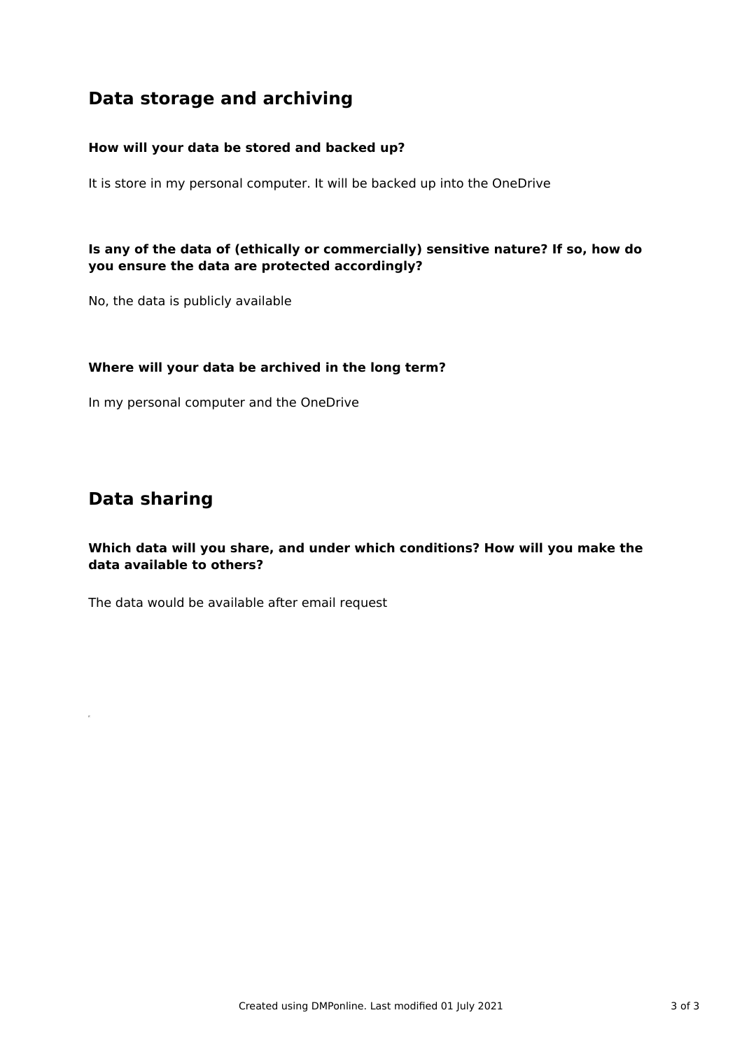## Data storage and archiving

### How will your data be stored and backed up?

It is store in my personal computer. It will be backed up into the OneDrive

### Is any of the data of (ethically or commercially) sensitive nature? If so, how do you ensure the data are protected accordingly?

No, the data is publicly available

### Where will your data be archived in the long term?

In my personal computer and the OneDrive

## Data sharing

### Which data will you share, and under which conditions? How will you make the data available to others?

The data would be available after email request